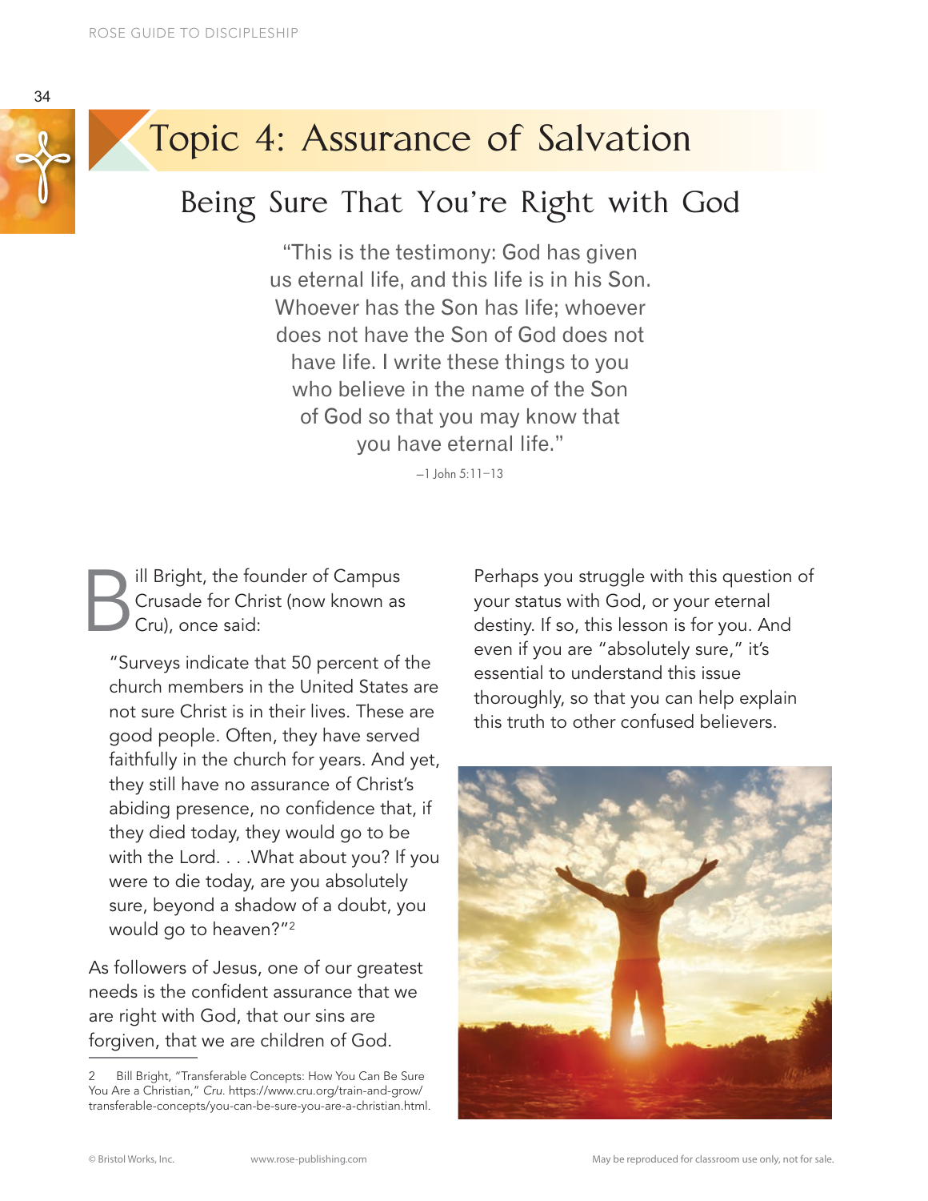# Topic 4: Assurance of Salvation

## Being Sure That You're Right with God

> "This is the testimony: God has given us eternal life, and this life is in his Son. Whoever has the Son has life; whoever does not have the Son of God does not have life. I write these things to you who believe in the name of the Son of God so that you may know that you have eternal life."
>
> —1 John 5:11–13

Bill Bright, the founder of Campus Crusade for Christ (now known as Cru), once said:

> "Surveys indicate that 50 percent of the church members in the United States are not sure Christ is in their lives. These are good people. Often, they have served faithfully in the church for years. And yet, they still have no assurance of Christ's abiding presence, no confidence that, if they died today, they would go to be with the Lord. . . .What about you? If you were to die today, are you absolutely sure, beyond a shadow of a doubt, you would go to heaven?"[2]

As followers of Jesus, one of our greatest needs is the confident assurance that we are right with God, that our sins are forgiven, that we are children of God.

Perhaps you struggle with this question of your status with God, or your eternal destiny. If so, this lesson is for you. And even if you are "absolutely sure," it's essential to understand this issue thoroughly, so that you can help explain this truth to other confused believers.

2 Bill Bright, "Transferable Concepts: How You Can Be Sure You Are a Christian," *Cru*. https://www.cru.org/train-and-grow/transferable-concepts/you-can-be-sure-you-are-a-christian.html.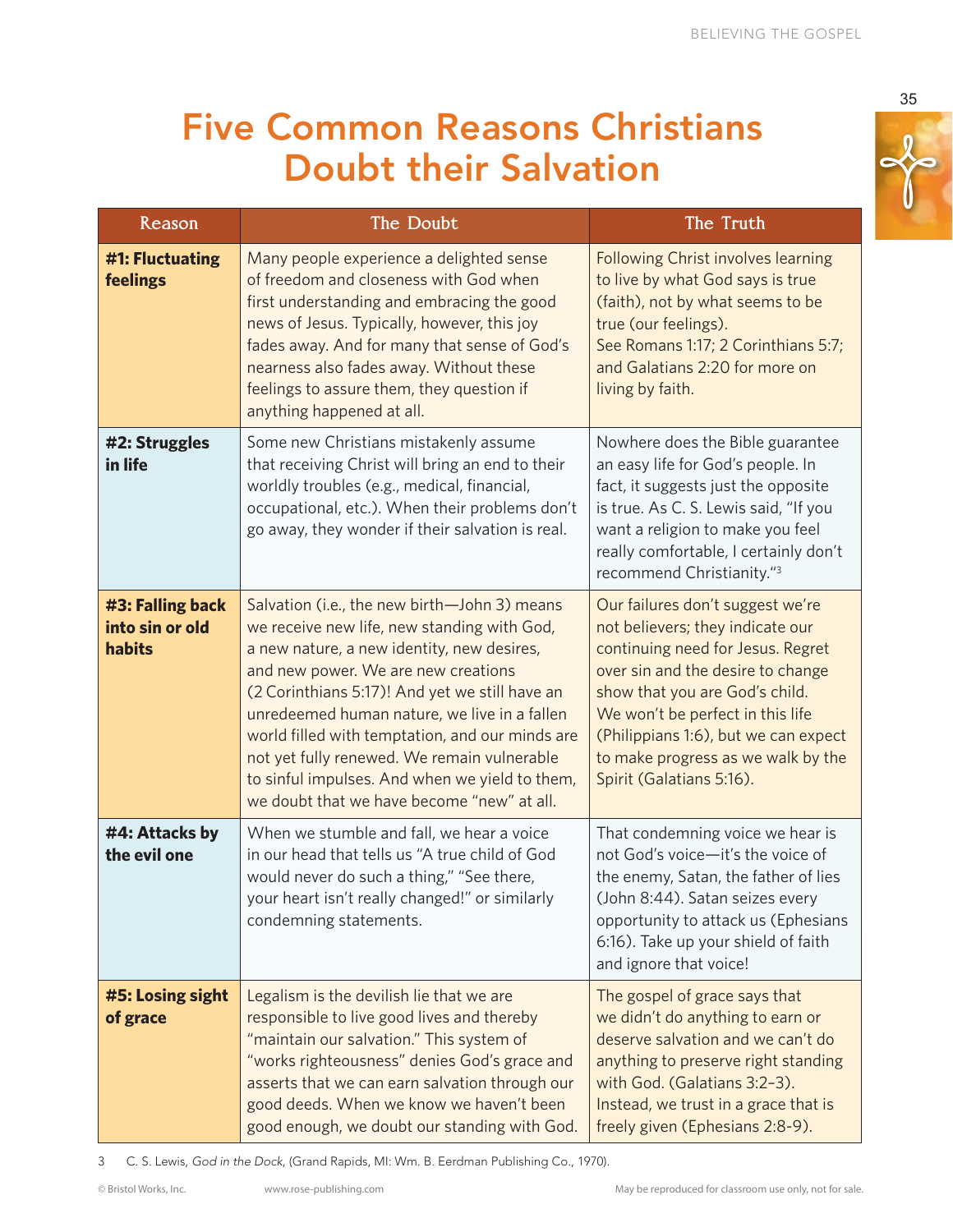# Five Common Reasons Christians Doubt their Salvation

| Reason | The Doubt | The Truth |
|---|---|---|
| **#1: Fluctuating feelings** | Many people experience a delighted sense of freedom and closeness with God when first understanding and embracing the good news of Jesus. Typically, however, this joy fades away. And for many that sense of God's nearness also fades away. Without these feelings to assure them, they question if anything happened at all. | Following Christ involves learning to live by what God says is true (faith), not by what seems to be true (our feelings). See Romans 1:17; 2 Corinthians 5:7; and Galatians 2:20 for more on living by faith. |
| **#2: Struggles in life** | Some new Christians mistakenly assume that receiving Christ will bring an end to their worldly troubles (e.g., medical, financial, occupational, etc.). When their problems don't go away, they wonder if their salvation is real. | Nowhere does the Bible guarantee an easy life for God's people. In fact, it suggests just the opposite is true. As C. S. Lewis said, "If you want a religion to make you feel really comfortable, I certainly don't recommend Christianity."[3] |
| **#3: Falling back into sin or old habits** | Salvation (i.e., the new birth—John 3) means we receive new life, new standing with God, a new nature, a new identity, new desires, and new power. We are new creations (2 Corinthians 5:17)! And yet we still have an unredeemed human nature, we live in a fallen world filled with temptation, and our minds are not yet fully renewed. We remain vulnerable to sinful impulses. And when we yield to them, we doubt that we have become "new" at all. | Our failures don't suggest we're not believers; they indicate our continuing need for Jesus. Regret over sin and the desire to change show that you are God's child. We won't be perfect in this life (Philippians 1:6), but we can expect to make progress as we walk by the Spirit (Galatians 5:16). |
| **#4: Attacks by the evil one** | When we stumble and fall, we hear a voice in our head that tells us "A true child of God would never do such a thing," "See there, your heart isn't really changed!" or similarly condemning statements. | That condemning voice we hear is not God's voice—it's the voice of the enemy, Satan, the father of lies (John 8:44). Satan seizes every opportunity to attack us (Ephesians 6:16). Take up your shield of faith and ignore that voice! |
| **#5: Losing sight of grace** | Legalism is the devilish lie that we are responsible to live good lives and thereby "maintain our salvation." This system of "works righteousness" denies God's grace and asserts that we can earn salvation through our good deeds. When we know we haven't been good enough, we doubt our standing with God. | The gospel of grace says that we didn't do anything to earn or deserve salvation and we can't do anything to preserve right standing with God. (Galatians 3:2–3). Instead, we trust in a grace that is freely given (Ephesians 2:8-9). |

3 C. S. Lewis, *God in the Dock*, (Grand Rapids, MI: Wm. B. Eerdman Publishing Co., 1970).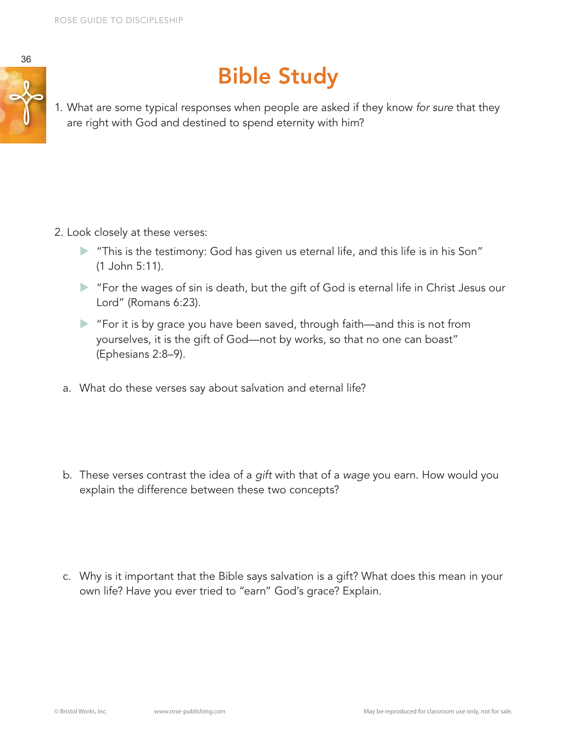# Bible Study

1. What are some typical responses when people are asked if they know *for sure* that they are right with God and destined to spend eternity with him?

2. Look closely at these verses:
   - "This is the testimony: God has given us eternal life, and this life is in his Son" (1 John 5:11).
   - "For the wages of sin is death, but the gift of God is eternal life in Christ Jesus our Lord" (Romans 6:23).
   - "For it is by grace you have been saved, through faith—and this is not from yourselves, it is the gift of God—not by works, so that no one can boast" (Ephesians 2:8–9).

   a. What do these verses say about salvation and eternal life?

   b. These verses contrast the idea of a *gift* with that of a *wage* you earn. How would you explain the difference between these two concepts?

   c. Why is it important that the Bible says salvation is a gift? What does this mean in your own life? Have you ever tried to "earn" God's grace? Explain.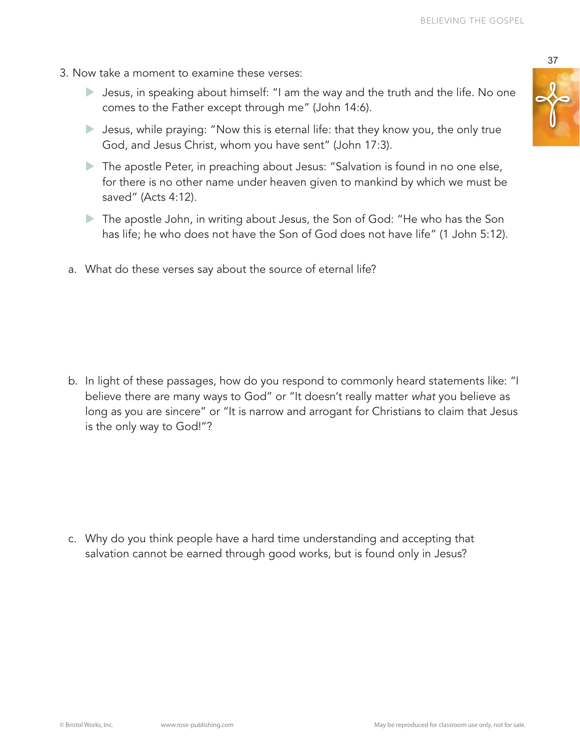3. Now take a moment to examine these verses:

   - Jesus, in speaking about himself: "I am the way and the truth and the life. No one comes to the Father except through me" (John 14:6).
   - Jesus, while praying: "Now this is eternal life: that they know you, the only true God, and Jesus Christ, whom you have sent" (John 17:3).
   - The apostle Peter, in preaching about Jesus: "Salvation is found in no one else, for there is no other name under heaven given to mankind by which we must be saved" (Acts 4:12).
   - The apostle John, in writing about Jesus, the Son of God: "He who has the Son has life; he who does not have the Son of God does not have life" (1 John 5:12).

   a. What do these verses say about the source of eternal life?

   b. In light of these passages, how do you respond to commonly heard statements like: "I believe there are many ways to God" or "It doesn't really matter *what* you believe as long as you are sincere" or "It is narrow and arrogant for Christians to claim that Jesus is the only way to God!"?

   c. Why do you think people have a hard time understanding and accepting that salvation cannot be earned through good works, but is found only in Jesus?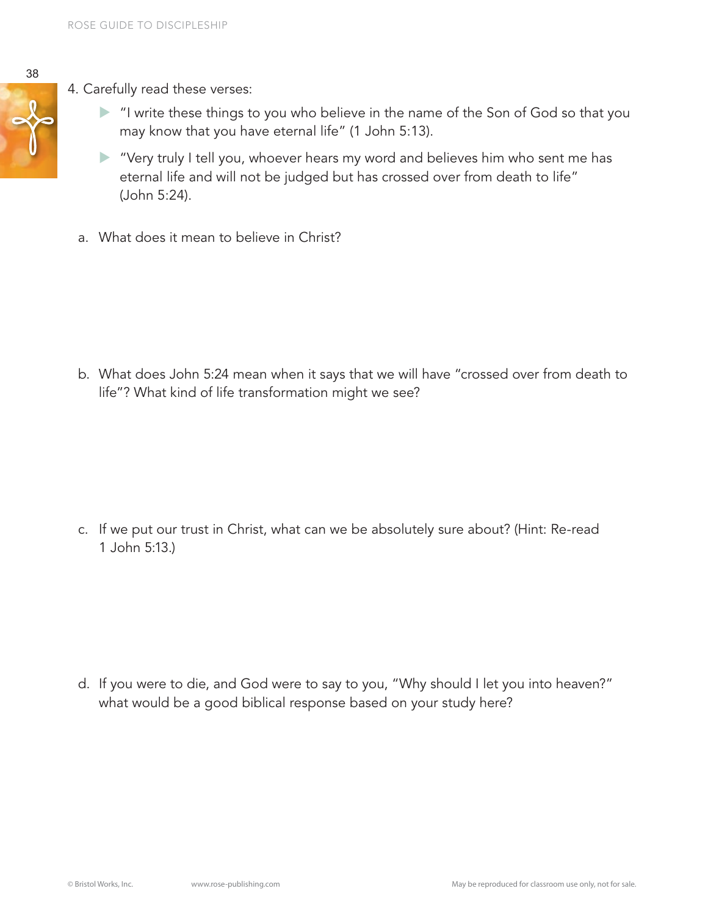4. Carefully read these verses:

    - "I write these things to you who believe in the name of the Son of God so that you may know that you have eternal life" (1 John 5:13).
    - "Very truly I tell you, whoever hears my word and believes him who sent me has eternal life and will not be judged but has crossed over from death to life" (John 5:24).

    a. What does it mean to believe in Christ?

    b. What does John 5:24 mean when it says that we will have "crossed over from death to life"? What kind of life transformation might we see?

    c. If we put our trust in Christ, what can we be absolutely sure about? (Hint: Re-read 1 John 5:13.)

    d. If you were to die, and God were to say to you, "Why should I let you into heaven?" what would be a good biblical response based on your study here?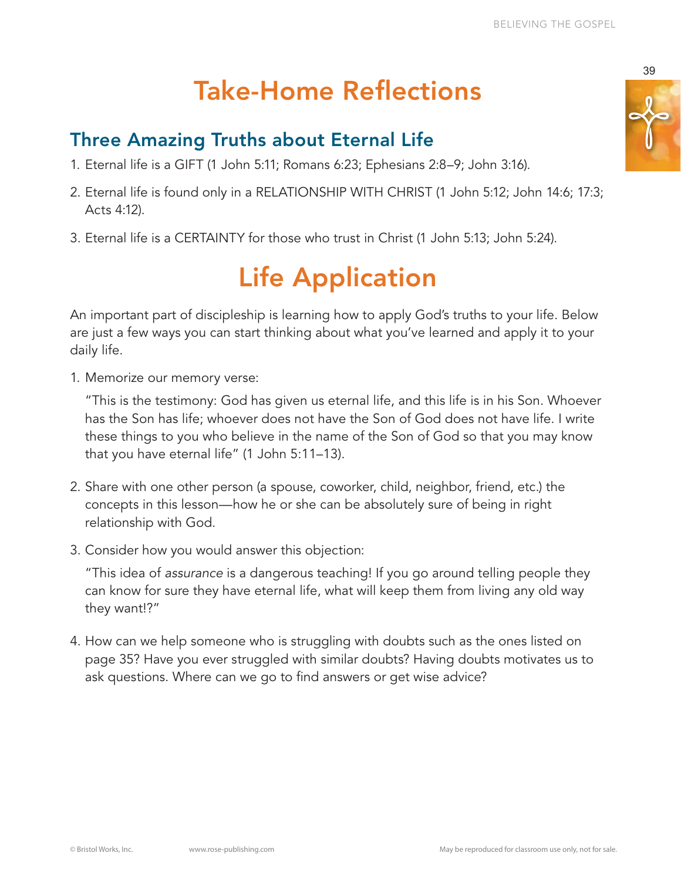# Take-Home Reflections

## Three Amazing Truths about Eternal Life

1. Eternal life is a GIFT (1 John 5:11; Romans 6:23; Ephesians 2:8–9; John 3:16).
2. Eternal life is found only in a RELATIONSHIP WITH CHRIST (1 John 5:12; John 14:6; 17:3; Acts 4:12).
3. Eternal life is a CERTAINTY for those who trust in Christ (1 John 5:13; John 5:24).

# Life Application

An important part of discipleship is learning how to apply God's truths to your life. Below are just a few ways you can start thinking about what you've learned and apply it to your daily life.

1. Memorize our memory verse:

   "This is the testimony: God has given us eternal life, and this life is in his Son. Whoever has the Son has life; whoever does not have the Son of God does not have life. I write these things to you who believe in the name of the Son of God so that you may know that you have eternal life" (1 John 5:11–13).

2. Share with one other person (a spouse, coworker, child, neighbor, friend, etc.) the concepts in this lesson—how he or she can be absolutely sure of being in right relationship with God.

3. Consider how you would answer this objection:

   "This idea of *assurance* is a dangerous teaching! If you go around telling people they can know for sure they have eternal life, what will keep them from living any old way they want!?"

4. How can we help someone who is struggling with doubts such as the ones listed on page 35? Have you ever struggled with similar doubts? Having doubts motivates us to ask questions. Where can we go to find answers or get wise advice?

© Bristol Works, Inc. www.rose-publishing.com May be reproduced for classroom use only, not for sale.